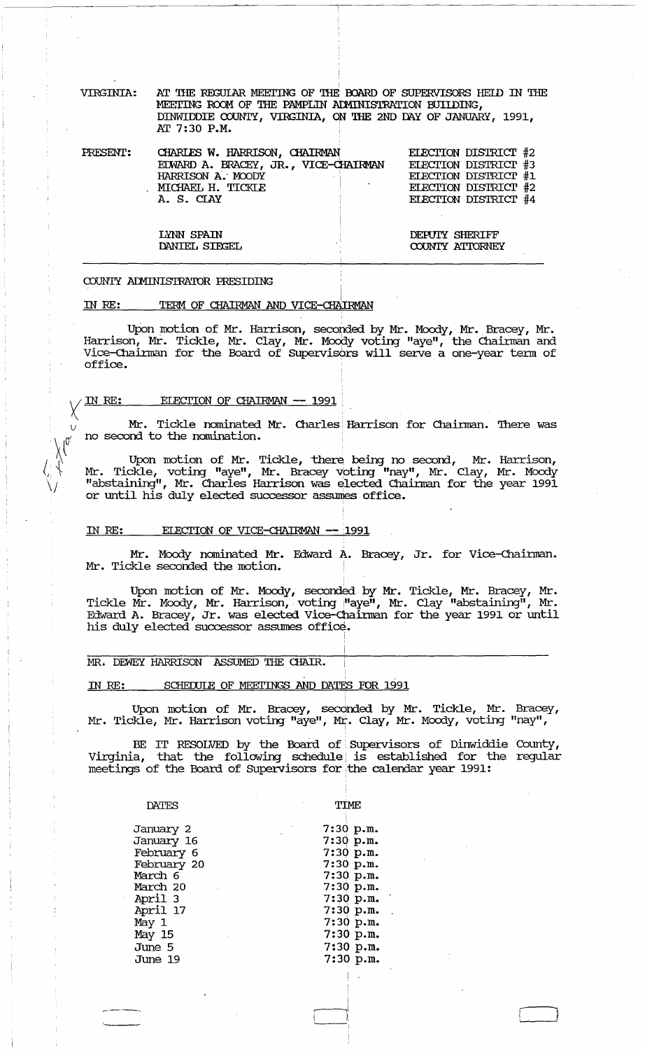VIRGINIA: AT THE REGULAR MEETING OF THE BOARD OF SUPERVISORS HELD IN THE MEETING ROOM OF THE PAMPLIN ADMINISTRATION BUILDING, DINWIDDIE COUNTY, VIRGINIA, ON THE 2ND DAY OF JANUARY, 1991, AT 7:30 P.M.

| PRESENT: | | |
|---|---|---|
| | CHARLES W. HARRISON, CHAIRMAN | ELECTION DISTRICT #2 |
| | EDWARD A. BRACEY, JR., VICE-CHAIRMAN | ELECTION DISTRICT #3 |
| | HARRISON A. MOODY | ELECTION DISTRICT #1 |
| | MICHAEL H. TICKLE | ELECTION DISTRICT #2 |
| | A. S. CLAY | ELECTION DISTRICT #4 |
| | | |
| | LYNN SPAIN | DEPUTY SHERIFF |
| | DANIEL SIEGEL | COUNTY ATTORNEY |

---

COUNTY ADMINISTRATOR PRESIDING

IN RE: TERM OF CHAIRMAN AND VICE-CHAIRMAN

Upon motion of Mr. Harrison, seconded by Mr. Moody, Mr. Bracey, Mr. Harrison, Mr. Tickle, Mr. Clay, Mr. Moody voting "aye", the Chairman and Vice-Chairman for the Board of Supervisors will serve a one-year term of office.

IN RE: ELECTION OF CHAIRMAN -- 1991

Mr. Tickle nominated Mr. Charles Harrison for Chairman. There was no second to the nomination.

Upon motion of Mr. Tickle, there being no second, Mr. Harrison, Mr. Tickle, voting "aye", Mr. Bracey voting "nay", Mr. Clay, Mr. Moody "abstaining", Mr. Charles Harrison was elected Chairman for the year 1991 or until his duly elected successor assumes office.

IN RE: ELECTION OF VICE-CHAIRMAN -- 1991

Mr. Moody nominated Mr. Edward A. Bracey, Jr. for Vice-Chairman. Mr. Tickle seconded the motion.

Upon motion of Mr. Moody, seconded by Mr. Tickle, Mr. Bracey, Mr. Tickle Mr. Moody, Mr. Harrison, voting "aye", Mr. Clay "abstaining", Mr. Edward A. Bracey, Jr. was elected Vice-Chairman for the year 1991 or until his duly elected successor assumes office.

---

MR. DEWEY HARRISON ASSUMED THE CHAIR.

IN RE: SCHEDULE OF MEETINGS AND DATES FOR 1991

Upon motion of Mr. Bracey, seconded by Mr. Tickle, Mr. Bracey, Mr. Tickle, Mr. Harrison voting "aye", Mr. Clay, Mr. Moody, voting "nay",

BE IT RESOLVED by the Board of Supervisors of Dinwiddie County, Virginia, that the following schedule is established for the regular meetings of the Board of Supervisors for the calendar year 1991:

| DATES | TIME |
|---|---|
| January 2 | 7:30 p.m. |
| January 16 | 7:30 p.m. |
| February 6 | 7:30 p.m. |
| February 20 | 7:30 p.m. |
| March 6 | 7:30 p.m. |
| March 20 | 7:30 p.m. |
| April 3 | 7:30 p.m. |
| April 17 | 7:30 p.m. |
| May 1 | 7:30 p.m. |
| May 15 | 7:30 p.m. |
| June 5 | 7:30 p.m. |
| June 19 | 7:30 p.m. |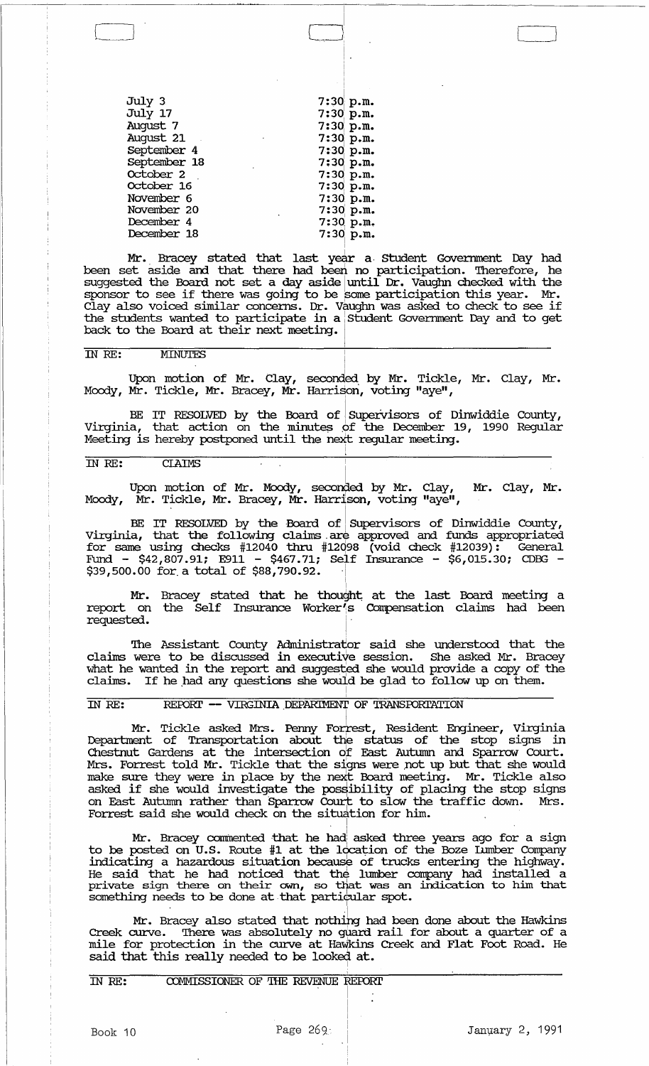| | |
|---|---|
| July 3 | 7:30 p.m. |
| July 17 | 7:30 p.m. |
| August 7 | 7:30 p.m. |
| August 21 | 7:30 p.m. |
| September 4 | 7:30 p.m. |
| September 18 | 7:30 p.m. |
| October 2 | 7:30 p.m. |
| October 16 | 7:30 p.m. |
| November 6 | 7:30 p.m. |
| November 20 | 7:30 p.m. |
| December 4 | 7:30 p.m. |
| December 18 | 7:30 p.m. |

Mr. Bracey stated that last year a Student Government Day had been set aside and that there had been no participation. Therefore, he suggested the Board not set a day aside until Dr. Vaughn checked with the sponsor to see if there was going to be some participation this year. Mr. Clay also voiced similar concerns. Dr. Vaughn was asked to check to see if the students wanted to participate in a Student Government Day and to get back to the Board at their next meeting.

IN RE: MINUTES

Upon motion of Mr. Clay, seconded by Mr. Tickle, Mr. Clay, Mr. Moody, Mr. Tickle, Mr. Bracey, Mr. Harrison, voting "aye",

BE IT RESOLVED by the Board of Supervisors of Dinwiddie County, Virginia, that action on the minutes of the December 19, 1990 Regular Meeting is hereby postponed until the next regular meeting.

IN RE: CLAIMS

Upon motion of Mr. Moody, seconded by Mr. Clay, Mr. Clay, Mr. Moody, Mr. Tickle, Mr. Bracey, Mr. Harrison, voting "aye",

BE IT RESOLVED by the Board of Supervisors of Dinwiddie County, Virginia, that the following claims are approved and funds appropriated for same using checks #12040 thru #12098 (void check #12039): General Fund - $42,807.91; E911 - $467.71; Self Insurance - $6,015.30; CDBG - $39,500.00 for a total of $88,790.92.

Mr. Bracey stated that he thought at the last Board meeting a report on the Self Insurance Worker's Compensation claims had been requested.

The Assistant County Administrator said she understood that the claims were to be discussed in executive session. She asked Mr. Bracey what he wanted in the report and suggested she would provide a copy of the claims. If he had any questions she would be glad to follow up on them.

IN RE: REPORT -- VIRGINIA DEPARTMENT OF TRANSPORTATION

Mr. Tickle asked Mrs. Penny Forrest, Resident Engineer, Virginia Department of Transportation about the status of the stop signs in Chestnut Gardens at the intersection of East Autumn and Sparrow Court. Mrs. Forrest told Mr. Tickle that the signs were not up but that she would make sure they were in place by the next Board meeting. Mr. Tickle also asked if she would investigate the possibility of placing the stop signs on East Autumn rather than Sparrow Court to slow the traffic down. Mrs. Forrest said she would check on the situation for him.

Mr. Bracey commented that he had asked three years ago for a sign to be posted on U.S. Route #1 at the location of the Boze Lumber Company indicating a hazardous situation because of trucks entering the highway. He said that he had noticed that the lumber company had installed a private sign there on their own, so that was an indication to him that something needs to be done at that particular spot.

Mr. Bracey also stated that nothing had been done about the Hawkins Creek curve. There was absolutely no guard rail for about a quarter of a mile for protection in the curve at Hawkins Creek and Flat Foot Road. He said that this really needed to be looked at.

IN RE: COMMISSIONER OF THE REVENUE REPORT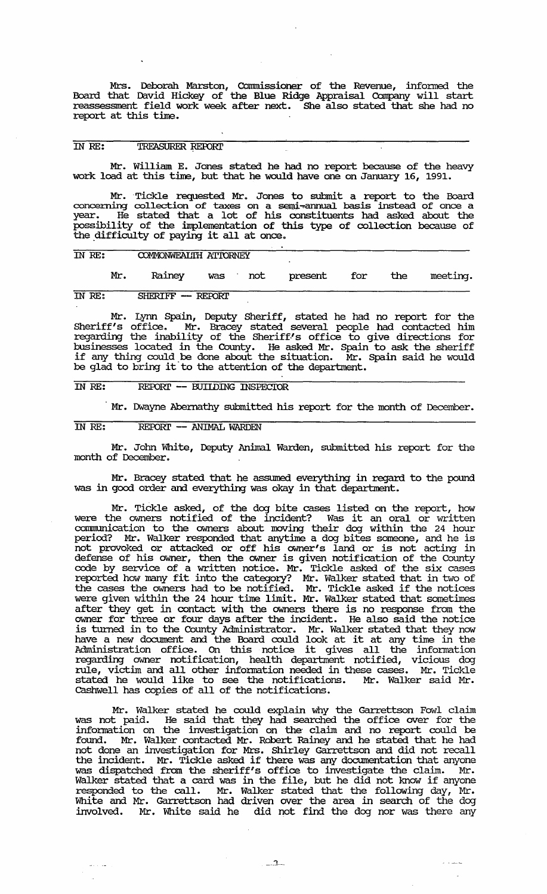Mrs. Deborah Marston, Commissioner of the Revenue, informed the Board that David Hickey of the Blue Ridge Appraisal Company will start reassessment field work week after next. She also stated that she had no report at this time.

IN RE: TREASURER REPORT

Mr. William E. Jones stated he had no report because of the heavy work load at this time, but that he would have one on January 16, 1991.

Mr. Tickle requested Mr. Jones to submit a report to the Board concerning collection of taxes on a semi-annual basis instead of once a year. He stated that a lot of his constituents had asked about the possibility of the implementation of this type of collection because of the difficulty of paying it all at once.

IN RE: COMMONWEALTH ATTORNEY

Mr. Rainey was not present for the meeting.

IN RE: SHERIFF -- REPORT

Mr. Lynn Spain, Deputy Sheriff, stated he had no report for the Sheriff's office. Mr. Bracey stated several people had contacted him regarding the inability of the Sheriff's office to give directions for businesses located in the County. He asked Mr. Spain to ask the sheriff if any thing could be done about the situation. Mr. Spain said he would be glad to bring it to the attention of the department.

IN RE: REPORT -- BUILDING INSPECTOR

Mr. Dwayne Abernathy submitted his report for the month of December.

IN RE: REPORT -- ANIMAL WARDEN

Mr. John White, Deputy Animal Warden, submitted his report for the month of December.

Mr. Bracey stated that he assumed everything in regard to the pound was in good order and everything was okay in that department.

Mr. Tickle asked, of the dog bite cases listed on the report, how were the owners notified of the incident? Was it an oral or written communication to the owners about moving their dog within the 24 hour period? Mr. Walker responded that anytime a dog bites someone, and he is not provoked or attacked or off his owner's land or is not acting in defense of his owner, then the owner is given notification of the County code by service of a written notice. Mr. Tickle asked of the six cases reported how many fit into the category? Mr. Walker stated that in two of the cases the owners had to be notified. Mr. Tickle asked if the notices were given within the 24 hour time limit. Mr. Walker stated that sometimes after they get in contact with the owners there is no response from the owner for three or four days after the incident. He also said the notice is turned in to the County Administrator. Mr. Walker stated that they now have a new document and the Board could look at it at any time in the Administration office. On this notice it gives all the information regarding owner notification, health department notified, vicious dog rule, victim and all other information needed in these cases. Mr. Tickle stated he would like to see the notifications. Mr. Walker said Mr. Cashwell has copies of all of the notifications.

Mr. Walker stated he could explain why the Garrettson Fowl claim was not paid. He said that they had searched the office over for the information on the investigation on the claim and no report could be found. Mr. Walker contacted Mr. Robert Rainey and he stated that he had not done an investigation for Mrs. Shirley Garrettson and did not recall the incident. Mr. Tickle asked if there was any documentation that anyone was dispatched from the sheriff's office to investigate the claim. Mr. Walker stated that a card was in the file, but he did not know if anyone responded to the call. Mr. Walker stated that the following day, Mr. White and Mr. Garrettson had driven over the area in search of the dog involved. Mr. White said he did not find the dog nor was there any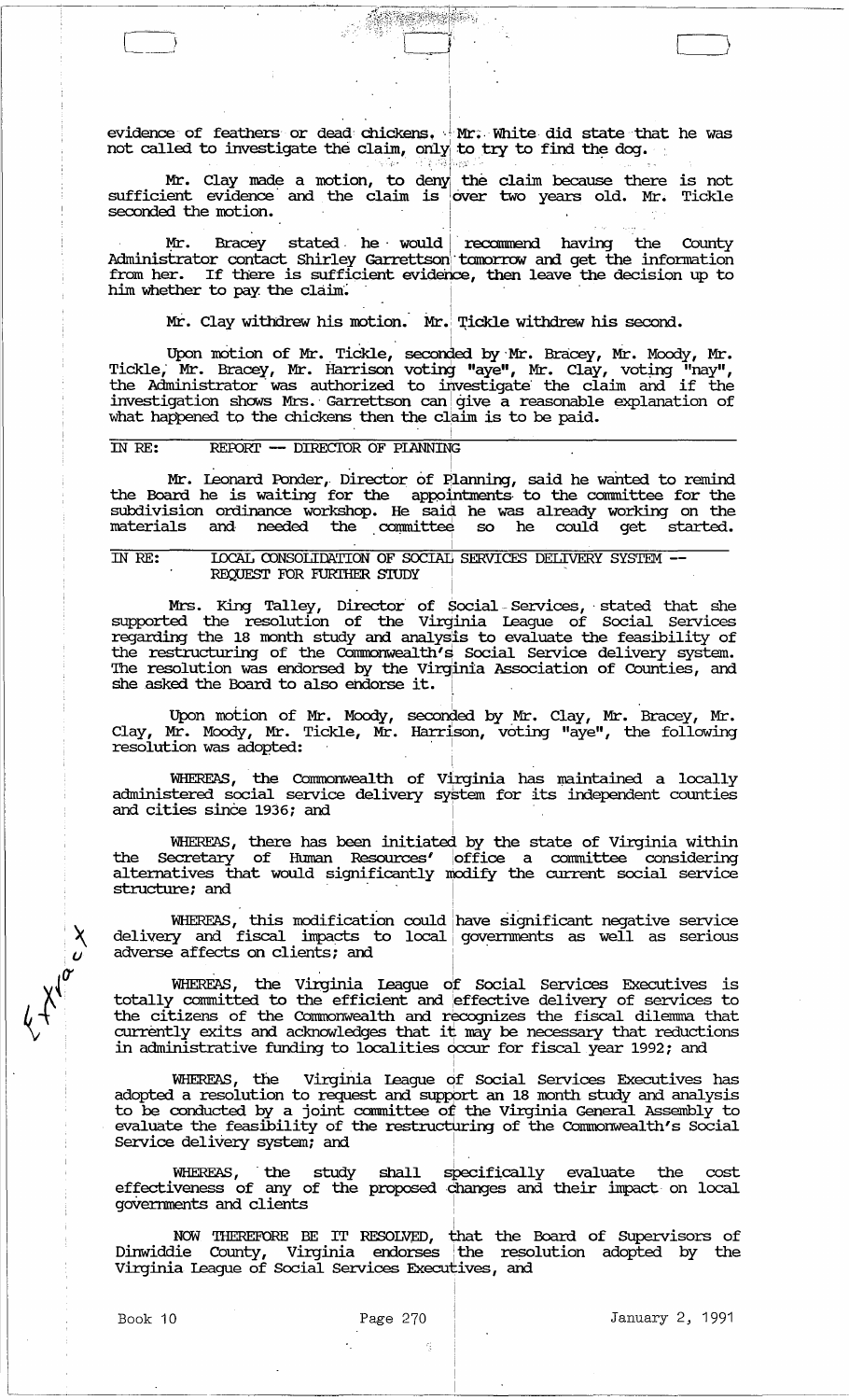evidence of feathers or dead chickens. Mr. White did state that he was not called to investigate the claim, only to try to find the dog.

Mr. Clay made a motion, to deny the claim because there is not sufficient evidence and the claim is over two years old. Mr. Tickle seconded the motion.

Mr. Bracey stated he would recommend having the County Administrator contact Shirley Garrettson tomorrow and get the information from her. If there is sufficient evidence, then leave the decision up to him whether to pay the claim.

Mr. Clay withdrew his motion. Mr. Tickle withdrew his second.

Upon motion of Mr. Tickle, seconded by Mr. Bracey, Mr. Moody, Mr. Tickle, Mr. Bracey, Mr. Harrison voting "aye", Mr. Clay, voting "nay", the Administrator was authorized to investigate the claim and if the investigation shows Mrs. Garrettson can give a reasonable explanation of what happened to the chickens then the claim is to be paid.

IN RE: REPORT -- DIRECTOR OF PLANNING

Mr. Leonard Ponder, Director of Planning, said he wanted to remind the Board he is waiting for the appointments to the committee for the subdivision ordinance workshop. He said he was already working on the materials and needed the committee so he could get started.

IN RE: LOCAL CONSOLIDATION OF SOCIAL SERVICES DELIVERY SYSTEM -- REQUEST FOR FURTHER STUDY

Mrs. King Talley, Director of Social Services, stated that she supported the resolution of the Virginia League of Social Services regarding the 18 month study and analysis to evaluate the feasibility of the restructuring of the Commonwealth's Social Service delivery system. The resolution was endorsed by the Virginia Association of Counties, and she asked the Board to also endorse it.

Upon motion of Mr. Moody, seconded by Mr. Clay, Mr. Bracey, Mr. Clay, Mr. Moody, Mr. Tickle, Mr. Harrison, voting "aye", the following resolution was adopted:

WHEREAS, the Commonwealth of Virginia has maintained a locally administered social service delivery system for its independent counties and cities since 1936; and

WHEREAS, there has been initiated by the state of Virginia within the Secretary of Human Resources' office a committee considering alternatives that would significantly modify the current social service structure; and

WHEREAS, this modification could have significant negative service delivery and fiscal impacts to local governments as well as serious adverse affects on clients; and

WHEREAS, the Virginia League of Social Services Executives is totally committed to the efficient and effective delivery of services to the citizens of the Commonwealth and recognizes the fiscal dilemma that currently exits and acknowledges that it may be necessary that reductions in administrative funding to localities occur for fiscal year 1992; and

WHEREAS, the Virginia League of Social Services Executives has adopted a resolution to request and support an 18 month study and analysis to be conducted by a joint committee of the Virginia General Assembly to evaluate the feasibility of the restructuring of the Commonwealth's Social Service delivery system; and

WHEREAS, the study shall specifically evaluate the cost effectiveness of any of the proposed changes and their impact on local governments and clients

NOW THEREFORE BE IT RESOLVED, that the Board of Supervisors of Dinwiddie County, Virginia endorses the resolution adopted by the Virginia League of Social Services Executives, and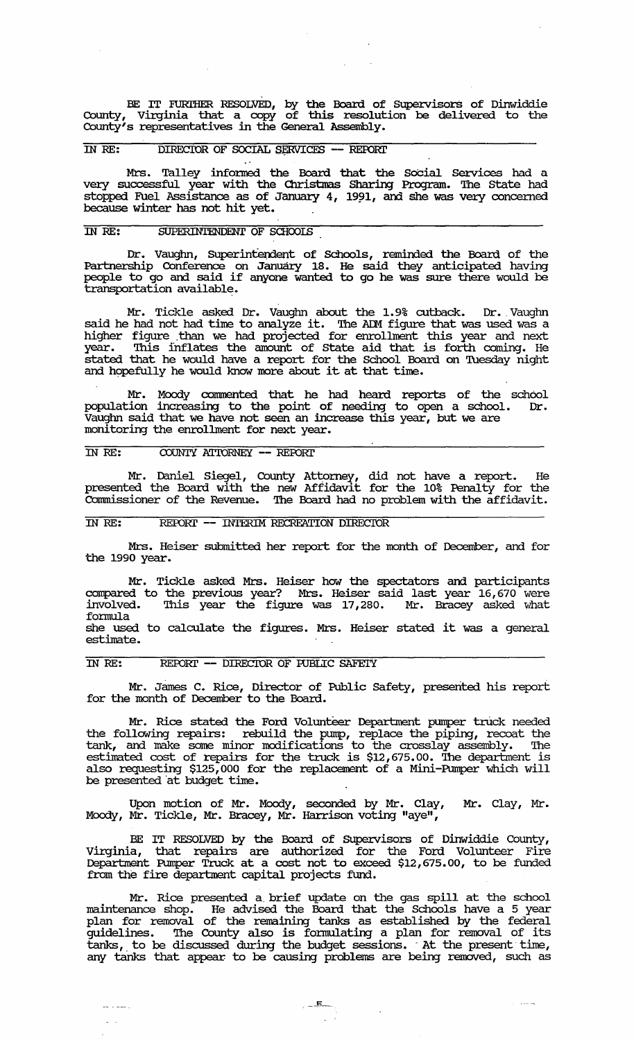BE IT FURTHER RESOLVED, by the Board of Supervisors of Dinwiddie County, Virginia that a copy of this resolution be delivered to the County's representatives in the General Assembly.

IN RE: DIRECTOR OF SOCIAL SERVICES -- REPORT

Mrs. Talley informed the Board that the Social Services had a very successful year with the Christmas Sharing Program. The State had stopped Fuel Assistance as of January 4, 1991, and she was very concerned because winter has not hit yet.

IN RE: SUPERINTENDENT OF SCHOOLS

Dr. Vaughn, Superintendent of Schools, reminded the Board of the Partnership Conference on January 18. He said they anticipated having people to go and said if anyone wanted to go he was sure there would be transportation available.

Mr. Tickle asked Dr. Vaughn about the 1.9% cutback. Dr. Vaughn said he had not had time to analyze it. The ADM figure that was used was a higher figure than we had projected for enrollment this year and next year. This inflates the amount of State aid that is forth coming. He stated that he would have a report for the School Board on Tuesday night and hopefully he would know more about it at that time.

Mr. Moody commented that he had heard reports of the school population increasing to the point of needing to open a school. Dr. Vaughn said that we have not seen an increase this year, but we are monitoring the enrollment for next year.

IN RE: COUNTY ATTORNEY -- REPORT

Mr. Daniel Siegel, County Attorney, did not have a report. He presented the Board with the new Affidavit for the 10% Penalty for the Commissioner of the Revenue. The Board had no problem with the affidavit.

IN RE: REPORT -- INTERIM RECREATION DIRECTOR

Mrs. Heiser submitted her report for the month of December, and for the 1990 year.

Mr. Tickle asked Mrs. Heiser how the spectators and participants compared to the previous year? Mrs. Heiser said last year 16,670 were involved. This year the figure was 17,280. Mr. Bracey asked what formula she used to calculate the figures. Mrs. Heiser stated it was a general estimate.

IN RE: REPORT -- DIRECTOR OF PUBLIC SAFETY

Mr. James C. Rice, Director of Public Safety, presented his report for the month of December to the Board.

Mr. Rice stated the Ford Volunteer Department pumper truck needed the following repairs: rebuild the pump, replace the piping, recoat the tank, and make some minor modifications to the crosslay assembly. The estimated cost of repairs for the truck is $12,675.00. The department is also requesting $125,000 for the replacement of a Mini-Pumper which will be presented at budget time.

Upon motion of Mr. Moody, seconded by Mr. Clay, Mr. Clay, Mr. Moody, Mr. Tickle, Mr. Bracey, Mr. Harrison voting "aye",

BE IT RESOLVED by the Board of Supervisors of Dinwiddie County, Virginia, that repairs are authorized for the Ford Volunteer Fire Department Pumper Truck at a cost not to exceed $12,675.00, to be funded from the fire department capital projects fund.

Mr. Rice presented a brief update on the gas spill at the school maintenance shop. He advised the Board that the Schools have a 5 year plan for removal of the remaining tanks as established by the federal guidelines. The County also is formulating a plan for removal of its tanks, to be discussed during the budget sessions. At the present time, any tanks that appear to be causing problems are being removed, such as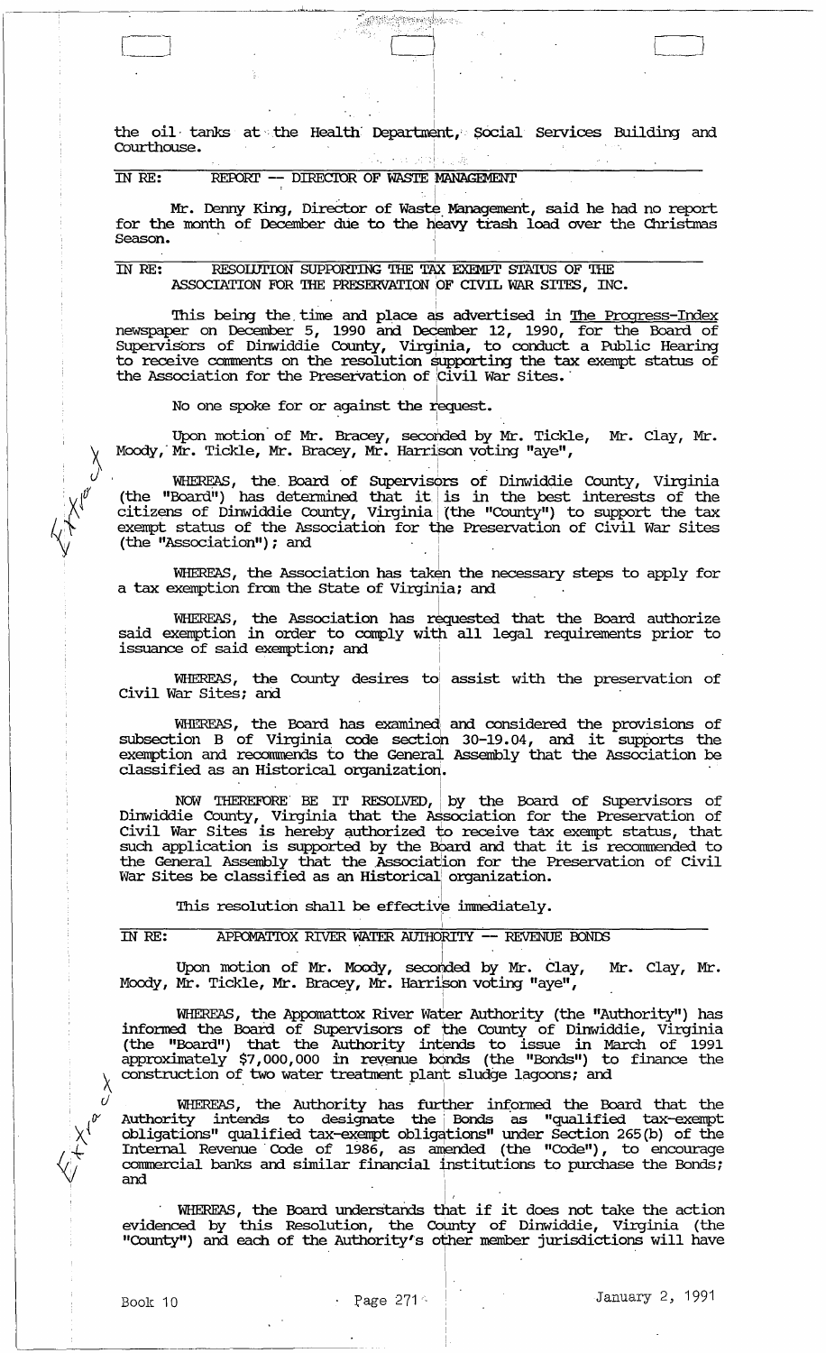the oil tanks at the Health Department, Social Services Building and Courthouse.

IN RE: REPORT -- DIRECTOR OF WASTE MANAGEMENT

Mr. Denny King, Director of Waste Management, said he had no report for the month of December due to the heavy trash load over the Christmas Season.

IN RE: RESOLUTION SUPPORTING THE TAX EXEMPT STATUS OF THE ASSOCIATION FOR THE PRESERVATION OF CIVIL WAR SITES, INC.

This being the time and place as advertised in The Progress-Index newspaper on December 5, 1990 and December 12, 1990, for the Board of Supervisors of Dinwiddie County, Virginia, to conduct a Public Hearing to receive comments on the resolution supporting the tax exempt status of the Association for the Preservation of Civil War Sites.

No one spoke for or against the request.

Upon motion of Mr. Bracey, seconded by Mr. Tickle, Mr. Clay, Mr. Moody, Mr. Tickle, Mr. Bracey, Mr. Harrison voting "aye",

WHEREAS, the Board of Supervisors of Dinwiddie County, Virginia (the "Board") has determined that it is in the best interests of the citizens of Dinwiddie County, Virginia (the "County") to support the tax exempt status of the Association for the Preservation of Civil War Sites (the "Association"); and

WHEREAS, the Association has taken the necessary steps to apply for a tax exemption from the State of Virginia; and

WHEREAS, the Association has requested that the Board authorize said exemption in order to comply with all legal requirements prior to issuance of said exemption; and

WHEREAS, the County desires to assist with the preservation of Civil War Sites; and

WHEREAS, the Board has examined and considered the provisions of subsection B of Virginia code section 30-19.04, and it supports the exemption and recommends to the General Assembly that the Association be classified as an Historical organization.

NOW THEREFORE BE IT RESOLVED, by the Board of Supervisors of Dinwiddie County, Virginia that the Association for the Preservation of Civil War Sites is hereby authorized to receive tax exempt status, that such application is supported by the Board and that it is recommended to the General Assembly that the Association for the Preservation of Civil War Sites be classified as an Historical organization.

This resolution shall be effective immediately.

IN RE: APPOMATTOX RIVER WATER AUTHORITY -- REVENUE BONDS

Upon motion of Mr. Moody, seconded by Mr. Clay, Mr. Clay, Mr. Moody, Mr. Tickle, Mr. Bracey, Mr. Harrison voting "aye",

WHEREAS, the Appomattox River Water Authority (the "Authority") has informed the Board of Supervisors of the County of Dinwiddie, Virginia (the "Board") that the Authority intends to issue in March of 1991 approximately $7,000,000 in revenue bonds (the "Bonds") to finance the construction of two water treatment plant sludge lagoons; and

WHEREAS, the Authority has further informed the Board that the Authority intends to designate the Bonds as "qualified tax-exempt obligations" qualified tax-exempt obligations" under Section 265(b) of the Internal Revenue Code of 1986, as amended (the "Code"), to encourage commercial banks and similar financial institutions to purchase the Bonds; and

WHEREAS, the Board understands that if it does not take the action evidenced by this Resolution, the County of Dinwiddie, Virginia (the "County") and each of the Authority's other member jurisdictions will have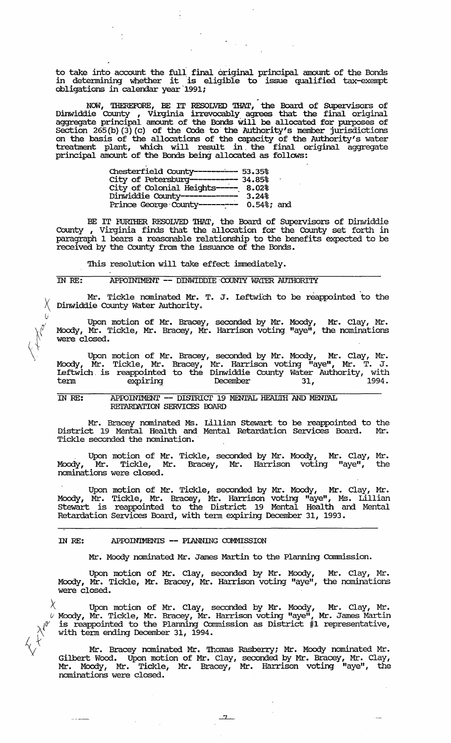to take into account the full final original principal amount of the Bonds in determining whether it is eligible to issue qualified tax-exempt obligations in calendar year 1991;

NOW, THEREFORE, BE IT RESOLVED THAT, the Board of Supervisors of Dinwiddie County, Virginia irrevocably agrees that the final original aggregate principal amount of the Bonds will be allocated for purposes of Section 265(b)(3)(c) of the Code to the Authority's member jurisdictions on the basis of the allocations of the capacity of the Authority's water treatment plant, which will result in the final original aggregate principal amount of the Bonds being allocated as follows:

| | |
|---|---|
| Chesterfield County---------- | 53.35% |
| City of Petersburg----------- | 34.85% |
| City of Colonial Heights----- | 8.02% |
| Dinwiddie County------------- | 3.24% |
| Prince George County--------- | 0.54%; and |

BE IT FURTHER RESOLVED THAT, the Board of Supervisors of Dinwiddie County, Virginia finds that the allocation for the County set forth in paragraph 1 bears a reasonable relationship to the benefits expected to be received by the County from the issuance of the Bonds.

This resolution will take effect immediately.

IN RE: APPOINTMENT -- DINWIDDIE COUNTY WATER AUTHORITY

Mr. Tickle nominated Mr. T. J. Leftwich to be reappointed to the Dinwiddie County Water Authority.

Upon motion of Mr. Bracey, seconded by Mr. Moody, Mr. Clay, Mr. Moody, Mr. Tickle, Mr. Bracey, Mr. Harrison voting "aye", the nominations were closed.

Upon motion of Mr. Bracey, seconded by Mr. Moody, Mr. Clay, Mr. Moody, Mr. Tickle, Mr. Bracey, Mr. Harrison voting "aye", Mr. T. J. Leftwich is reappointed to the Dinwiddie County Water Authority, with term expiring December 31, 1994.

IN RE: APPOINTMENT -- DISTRICT 19 MENTAL HEALTH AND MENTAL RETARDATION SERVICES BOARD

Mr. Bracey nominated Ms. Lillian Stewart to be reappointed to the District 19 Mental Health and Mental Retardation Services Board. Mr. Tickle seconded the nomination.

Upon motion of Mr. Tickle, seconded by Mr. Moody, Mr. Clay, Mr. Moody, Mr. Tickle, Mr. Bracey, Mr. Harrison voting "aye", the nominations were closed.

Upon motion of Mr. Tickle, seconded by Mr. Moody, Mr. Clay, Mr. Moody, Mr. Tickle, Mr. Bracey, Mr. Harrison voting "aye", Ms. Lillian Stewart is reappointed to the District 19 Mental Health and Mental Retardation Services Board, with term expiring December 31, 1993.

IN RE: APPOINTMENTS -- PLANNING COMMISSION

Mr. Moody nominated Mr. James Martin to the Planning Commission.

Upon motion of Mr. Clay, seconded by Mr. Moody, Mr. Clay, Mr. Moody, Mr. Tickle, Mr. Bracey, Mr. Harrison voting "aye", the nominations were closed.

Upon motion of Mr. Clay, seconded by Mr. Moody, Mr. Clay, Mr. Moody, Mr. Tickle, Mr. Bracey, Mr. Harrison voting "aye", Mr. James Martin is reappointed to the Planning Commission as District #1 representative, with term ending December 31, 1994.

Mr. Bracey nominated Mr. Thomas Rasberry; Mr. Moody nominated Mr. Gilbert Wood. Upon motion of Mr. Clay, seconded by Mr. Bracey, Mr. Clay, Mr. Moody, Mr. Tickle, Mr. Bracey, Mr. Harrison voting "aye", the nominations were closed.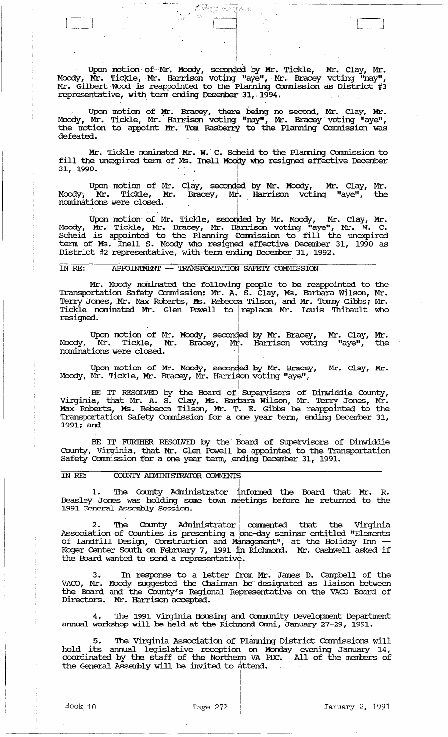Upon motion of Mr. Moody, seconded by Mr. Tickle, Mr. Clay, Mr. Moody, Mr. Tickle, Mr. Harrison voting "aye", Mr. Bracey voting "nay", Mr. Gilbert Wood is reappointed to the Planning Commission as District #3 representative, with term ending December 31, 1994.

Upon motion of Mr. Bracey, there being no second, Mr. Clay, Mr. Moody, Mr. Tickle, Mr. Harrison voting "nay", Mr. Bracey voting "aye", the motion to appoint Mr. Tom Rasberry to the Planning Commission was defeated.

Mr. Tickle nominated Mr. W. C. Scheid to the Planning Commission to fill the unexpired term of Ms. Inell Moody who resigned effective December 31, 1990.

Upon motion of Mr. Clay, seconded by Mr. Moody, Mr. Clay, Mr. Moody, Mr. Tickle, Mr. Bracey, Mr. Harrison voting "aye", the nominations were closed.

Upon motion of Mr. Tickle, seconded by Mr. Moody, Mr. Clay, Mr. Moody, Mr. Tickle, Mr. Bracey, Mr. Harrison voting "aye", Mr. W. C. Scheid is appointed to the Planning Commission to fill the unexpired term of Ms. Inell S. Moody who resigned effective December 31, 1990 as District #2 representative, with term ending December 31, 1992.

IN RE: APPOINTMENT -- TRANSPORTATION SAFETY COMMISSION

Mr. Moody nominated the following people to be reappointed to the Transportation Safety Commission: Mr. A. S. Clay, Ms. Barbara Wilson, Mr. Terry Jones, Mr. Max Roberts, Ms. Rebecca Tilson, and Mr. Tommy Gibbs; Mr. Tickle nominated Mr. Glen Powell to replace Mr. Louis Thibault who resigned.

Upon motion of Mr. Moody, seconded by Mr. Bracey, Mr. Clay, Mr. Moody, Mr. Tickle, Mr. Bracey, Mr. Harrison voting "aye", the nominations were closed.

Upon motion of Mr. Moody, seconded by Mr. Bracey, Mr. Clay, Mr. Moody, Mr. Tickle, Mr. Bracey, Mr. Harrison voting "aye",

BE IT RESOLVED by the Board of Supervisors of Dinwiddie County, Virginia, that Mr. A. S. Clay, Ms. Barbara Wilson, Mr. Terry Jones, Mr. Max Roberts, Ms. Rebecca Tilson, Mr. T. E. Gibbs be reappointed to the Transportation Safety Commission for a one year term, ending December 31, 1991; and

BE IT FURTHER RESOLVED by the Board of Supervisors of Dinwiddie County, Virginia, that Mr. Glen Powell be appointed to the Transportation Safety Commission for a one year term, ending December 31, 1991.

IN RE: COUNTY ADMINISTRATOR COMMENTS

1. The County Administrator informed the Board that Mr. R. Beasley Jones was holding some town meetings before he returned to the 1991 General Assembly Session.

2. The County Administrator commented that the Virginia Association of Counties is presenting a one-day seminar entitled "Elements of Landfill Design, Construction and Management", at the Holiday Inn -- Koger Center South on February 7, 1991 in Richmond. Mr. Cashwell asked if the Board wanted to send a representative.

3. In response to a letter from Mr. James D. Campbell of the VACO, Mr. Moody suggested the Chairman be designated as liaison between the Board and the County's Regional Representative on the VACO Board of Directors. Mr. Harrison accepted.

4. The 1991 Virginia Housing and Community Development Department annual workshop will be held at the Richmond Omni, January 27-29, 1991.

5. The Virginia Association of Planning District Commissions will hold its annual legislative reception on Monday evening January 14, coordinated by the staff of the Northern VA PDC. All of the members of the General Assembly will be invited to attend.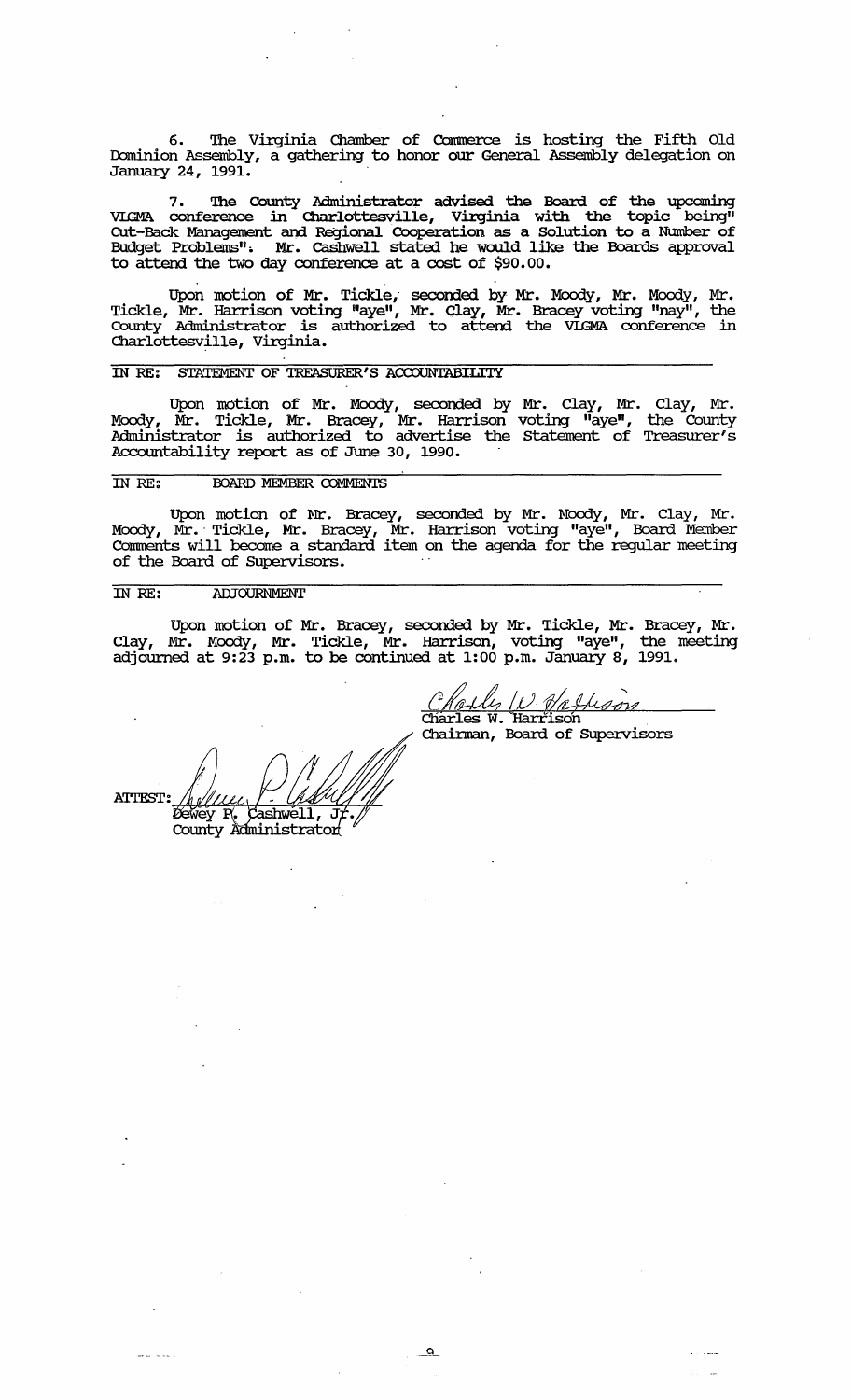6. The Virginia Chamber of Commerce is hosting the Fifth Old Dominion Assembly, a gathering to honor our General Assembly delegation on January 24, 1991.

7. The County Administrator advised the Board of the upcoming VLGMA conference in Charlottesville, Virginia with the topic being" Cut-Back Management and Regional Cooperation as a Solution to a Number of Budget Problems". Mr. Cashwell stated he would like the Boards approval to attend the two day conference at a cost of $90.00.

Upon motion of Mr. Tickle, seconded by Mr. Moody, Mr. Moody, Mr. Tickle, Mr. Harrison voting "aye", Mr. Clay, Mr. Bracey voting "nay", the County Administrator is authorized to attend the VLGMA conference in Charlottesville, Virginia.

IN RE: STATEMENT OF TREASURER'S ACCOUNTABILITY

Upon motion of Mr. Moody, seconded by Mr. Clay, Mr. Clay, Mr. Moody, Mr. Tickle, Mr. Bracey, Mr. Harrison voting "aye", the County Administrator is authorized to advertise the Statement of Treasurer's Accountability report as of June 30, 1990.

IN RE: BOARD MEMBER COMMENTS

Upon motion of Mr. Bracey, seconded by Mr. Moody, Mr. Clay, Mr. Moody, Mr. Tickle, Mr. Bracey, Mr. Harrison voting "aye", Board Member Comments will become a standard item on the agenda for the regular meeting of the Board of Supervisors.

IN RE: ADJOURNMENT

Upon motion of Mr. Bracey, seconded by Mr. Tickle, Mr. Bracey, Mr. Clay, Mr. Moody, Mr. Tickle, Mr. Harrison, voting "aye", the meeting adjourned at 9:23 p.m. to be continued at 1:00 p.m. January 8, 1991.

Charles W. Harrison
Chairman, Board of Supervisors

ATTEST:
Dewey P. Cashwell, Jr.
County Administrator